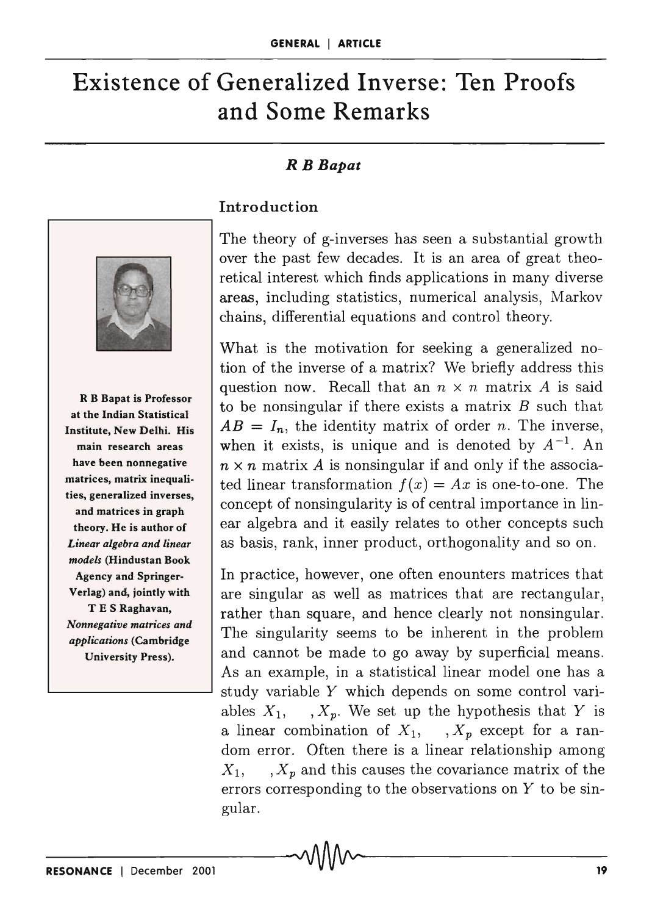# Existence of Generalized Inverse: Ten Proofs and Some Remarks

*R B Bapat*

R B Bapat is Professor at the Indian Statistical Institute, New Delhi. His main research areas have been nonnegative matrices, matrix inequalities, generalized inverses, and matrices in graph theory. He is author of *Linear algebra and linear models* (Hindustan Book Agency and Springer-Verlag) and, jointly with T E S Raghavan, *Nonnegative matrices and applications* (Cambridge University Press).

## Introduction

The theory of g-inverses has seen a substantial growth over the past few decades. It is an area of great theoretical interest which finds applications in many diverse areas, including statistics, numerical analysis, Markov chains, differential equations and control theory.

What is the motivation for seeking a generalized notion of the inverse of a matrix? We briefly address this question now. Recall that an $n \times n$ matrix $A$ is said to be nonsingular if there exists a matrix $B$ such that $AB = I_n$, the identity matrix of order $n$. The inverse, when it exists, is unique and is denoted by $A^{-1}$. An $n \times n$ matrix $A$ is nonsingular if and only if the associated linear transformation $f(x) = Ax$ is one-to-one. The concept of nonsingularity is of central importance in linear algebra and it easily relates to other concepts such as basis, rank, inner product, orthogonality and so on.

In practice, however, one often enounters matrices that are singular as well as matrices that are rectangular, rather than square, and hence clearly not nonsingular. The singularity seems to be inherent in the problem and cannot be made to go away by superficial means. As an example, in a statistical linear model one has a study variable $Y$ which depends on some control variables $X_1, \quad, X_p$. We set up the hypothesis that $Y$ is a linear combination of $X_1, \quad, X_p$ except for a random error. Often there is a linear relationship among $X_1, \quad, X_p$ and this causes the covariance matrix of the errors corresponding to the observations on $Y$ to be singular.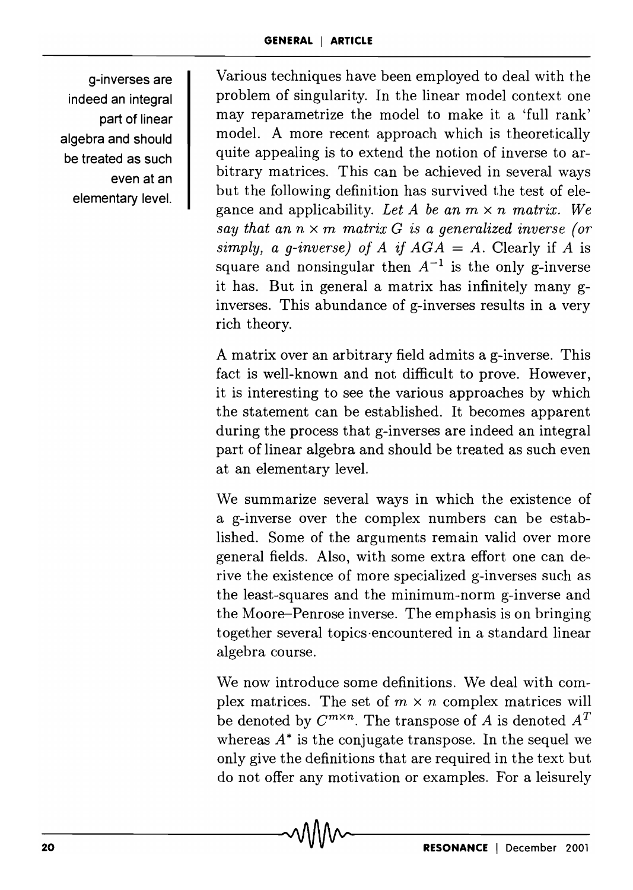g-inverses are indeed an integral part of linear algebra and should be treated as such even at an elementary level.

Various techniques have been employed to deal with the problem of singularity. In the linear model context one may reparametrize the model to make it a 'full rank' model. A more recent approach which is theoretically quite appealing is to extend the notion of inverse to arbitrary matrices. This can be achieved in several ways but the following definition has survived the test of elegance and applicability. *Let $A$ be an $m \times n$ matrix. We say that an $n \times m$ matrix $G$ is a generalized inverse (or simply, a g-inverse) of $A$ if $AGA = A$.* Clearly if $A$ is square and nonsingular then $A^{-1}$ is the only g-inverse it has. But in general a matrix has infinitely many g-inverses. This abundance of g-inverses results in a very rich theory.

A matrix over an arbitrary field admits a g-inverse. This fact is well-known and not difficult to prove. However, it is interesting to see the various approaches by which the statement can be established. It becomes apparent during the process that g-inverses are indeed an integral part of linear algebra and should be treated as such even at an elementary level.

We summarize several ways in which the existence of a g-inverse over the complex numbers can be established. Some of the arguments remain valid over more general fields. Also, with some extra effort one can derive the existence of more specialized g-inverses such as the least-squares and the minimum-norm g-inverse and the Moore–Penrose inverse. The emphasis is on bringing together several topics encountered in a standard linear algebra course.

We now introduce some definitions. We deal with complex matrices. The set of $m \times n$ complex matrices will be denoted by $C^{m \times n}$. The transpose of $A$ is denoted $A^T$ whereas $A^*$ is the conjugate transpose. In the sequel we only give the definitions that are required in the text but do not offer any motivation or examples. For a leisurely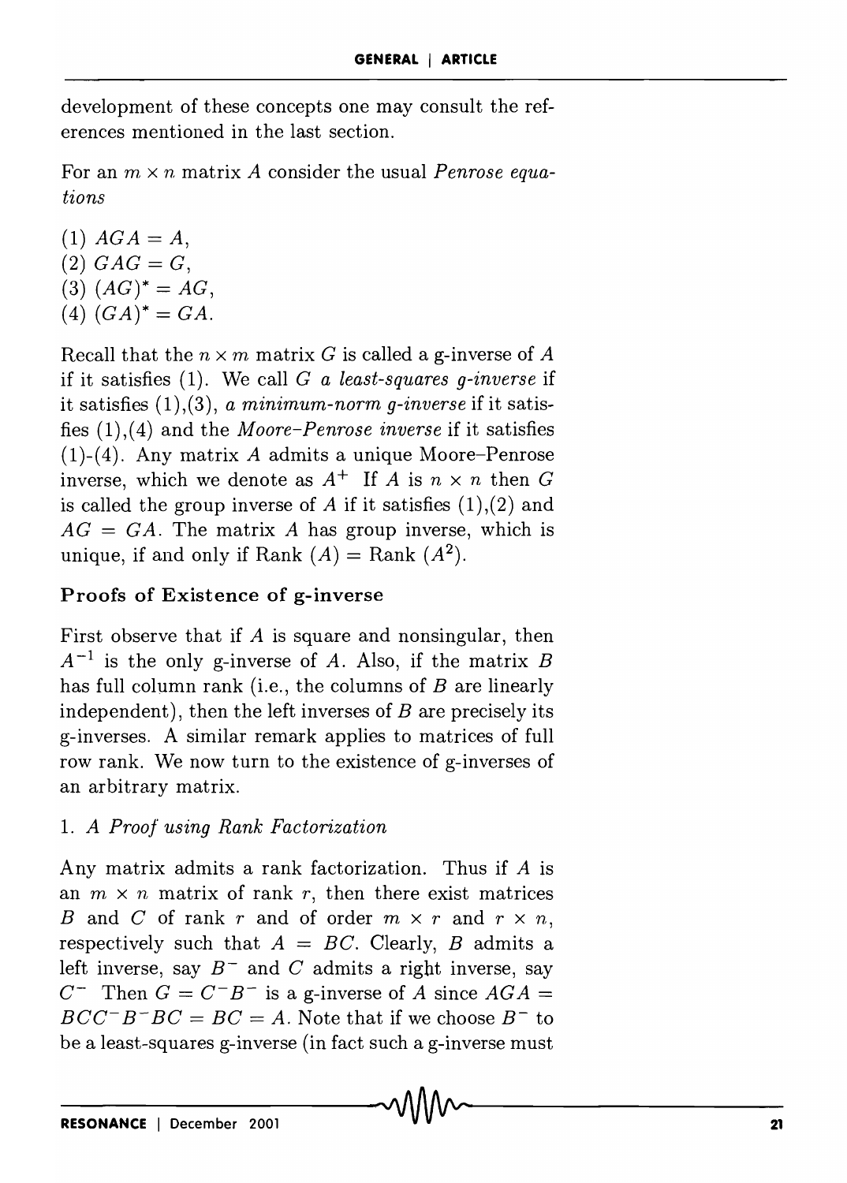development of these concepts one may consult the references mentioned in the last section.

For an $m \times n$ matrix $A$ consider the usual *Penrose equations*

(1) $AGA = A$,
(2) $GAG = G$,
(3) $(AG)^* = AG$,
(4) $(GA)^* = GA$.

Recall that the $n \times m$ matrix $G$ is called a g-inverse of $A$ if it satisfies (1). We call $G$ *a least-squares g-inverse* if it satisfies (1),(3), *a minimum-norm g-inverse* if it satisfies (1),(4) and the *Moore–Penrose inverse* if it satisfies (1)-(4). Any matrix $A$ admits a unique Moore–Penrose inverse, which we denote as $A^+$ If $A$ is $n \times n$ then $G$ is called the group inverse of $A$ if it satisfies (1),(2) and $AG = GA$. The matrix $A$ has group inverse, which is unique, if and only if Rank $(A)$ = Rank $(A^2)$.

### Proofs of Existence of g-inverse

First observe that if $A$ is square and nonsingular, then $A^{-1}$ is the only g-inverse of $A$. Also, if the matrix $B$ has full column rank (i.e., the columns of $B$ are linearly independent), then the left inverses of $B$ are precisely its g-inverses. A similar remark applies to matrices of full row rank. We now turn to the existence of g-inverses of an arbitrary matrix.

1. *A Proof using Rank Factorization*

Any matrix admits a rank factorization. Thus if $A$ is an $m \times n$ matrix of rank $r$, then there exist matrices $B$ and $C$ of rank $r$ and of order $m \times r$ and $r \times n$, respectively such that $A = BC$. Clearly, $B$ admits a left inverse, say $B^-$ and $C$ admits a right inverse, say $C^-$ Then $G = C^-B^-$ is a g-inverse of $A$ since $AGA = BCC^-B^-BC = BC = A$. Note that if we choose $B^-$ to be a least-squares g-inverse (in fact such a g-inverse must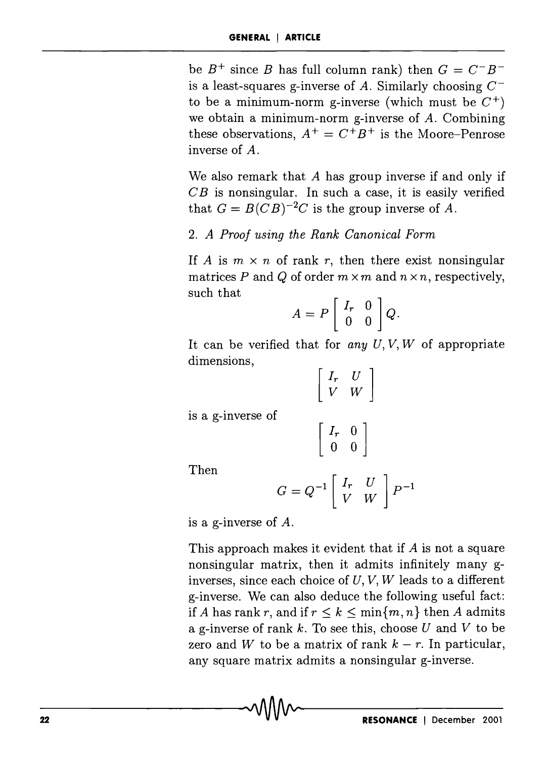be $B^+$ since $B$ has full column rank) then $G = C^- B^-$ is a least-squares g-inverse of $A$. Similarly choosing $C^-$ to be a minimum-norm g-inverse (which must be $C^+$) we obtain a minimum-norm g-inverse of $A$. Combining these observations, $A^+ = C^+ B^+$ is the Moore–Penrose inverse of $A$.

We also remark that $A$ has group inverse if and only if $CB$ is nonsingular. In such a case, it is easily verified that $G = B(CB)^{-2}C$ is the group inverse of $A$.

2. *A Proof using the Rank Canonical Form*

If $A$ is $m \times n$ of rank $r$, then there exist nonsingular matrices $P$ and $Q$ of order $m \times m$ and $n \times n$, respectively, such that

$$A = P \begin{bmatrix} I_r & 0 \\ 0 & 0 \end{bmatrix} Q.$$

It can be verified that for *any* $U, V, W$ of appropriate dimensions,

$$\begin{bmatrix} I_r & U \\ V & W \end{bmatrix}$$

is a g-inverse of

$$\begin{bmatrix} I_r & 0 \\ 0 & 0 \end{bmatrix}$$

Then

$$G = Q^{-1} \begin{bmatrix} I_r & U \\ V & W \end{bmatrix} P^{-1}$$

is a g-inverse of $A$.

This approach makes it evident that if $A$ is not a square nonsingular matrix, then it admits infinitely many g-inverses, since each choice of $U, V, W$ leads to a different g-inverse. We can also deduce the following useful fact: if $A$ has rank $r$, and if $r \leq k \leq \min\{m, n\}$ then $A$ admits a g-inverse of rank $k$. To see this, choose $U$ and $V$ to be zero and $W$ to be a matrix of rank $k - r$. In particular, any square matrix admits a nonsingular g-inverse.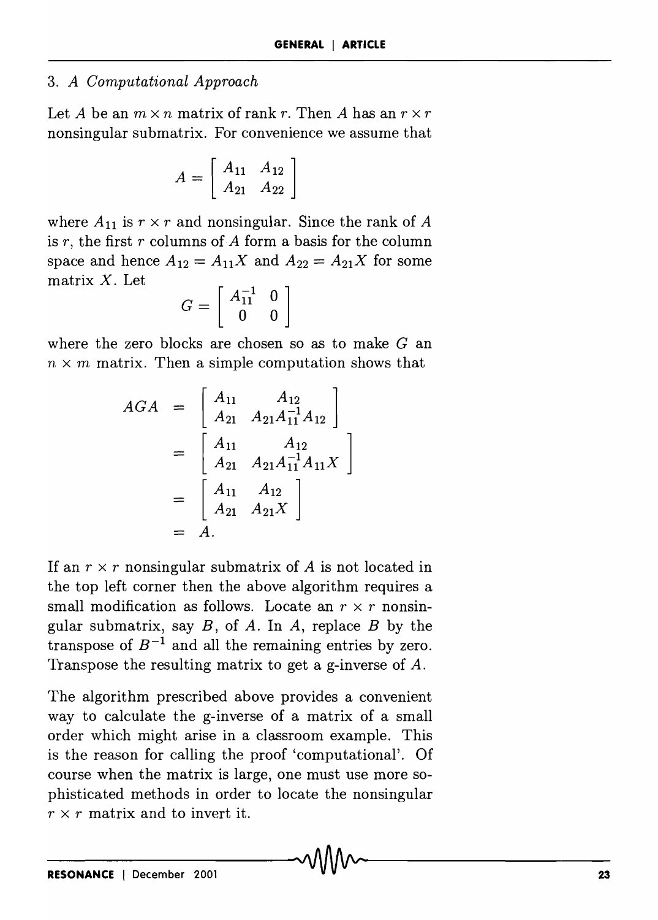### 3. *A Computational Approach*

Let $A$ be an $m \times n$ matrix of rank $r$. Then $A$ has an $r \times r$ nonsingular submatrix. For convenience we assume that

$$A = \begin{bmatrix} A_{11} & A_{12} \\ A_{21} & A_{22} \end{bmatrix}$$

where $A_{11}$ is $r \times r$ and nonsingular. Since the rank of $A$ is $r$, the first $r$ columns of $A$ form a basis for the column space and hence $A_{12} = A_{11}X$ and $A_{22} = A_{21}X$ for some matrix $X$. Let

$$G = \begin{bmatrix} A_{11}^{-1} & 0 \\ 0 & 0 \end{bmatrix}$$

where the zero blocks are chosen so as to make $G$ an $n \times m$ matrix. Then a simple computation shows that

$$\begin{aligned} AGA &= \begin{bmatrix} A_{11} & A_{12} \\ A_{21} & A_{21}A_{11}^{-1}A_{12} \end{bmatrix} \\ &= \begin{bmatrix} A_{11} & A_{12} \\ A_{21} & A_{21}A_{11}^{-1}A_{11}X \end{bmatrix} \\ &= \begin{bmatrix} A_{11} & A_{12} \\ A_{21} & A_{21}X \end{bmatrix} \\ &= A. \end{aligned}$$

If an $r \times r$ nonsingular submatrix of $A$ is not located in the top left corner then the above algorithm requires a small modification as follows. Locate an $r \times r$ nonsingular submatrix, say $B$, of $A$. In $A$, replace $B$ by the transpose of $B^{-1}$ and all the remaining entries by zero. Transpose the resulting matrix to get a g-inverse of $A$.

The algorithm prescribed above provides a convenient way to calculate the g-inverse of a matrix of a small order which might arise in a classroom example. This is the reason for calling the proof 'computational'. Of course when the matrix is large, one must use more sophisticated methods in order to locate the nonsingular $r \times r$ matrix and to invert it.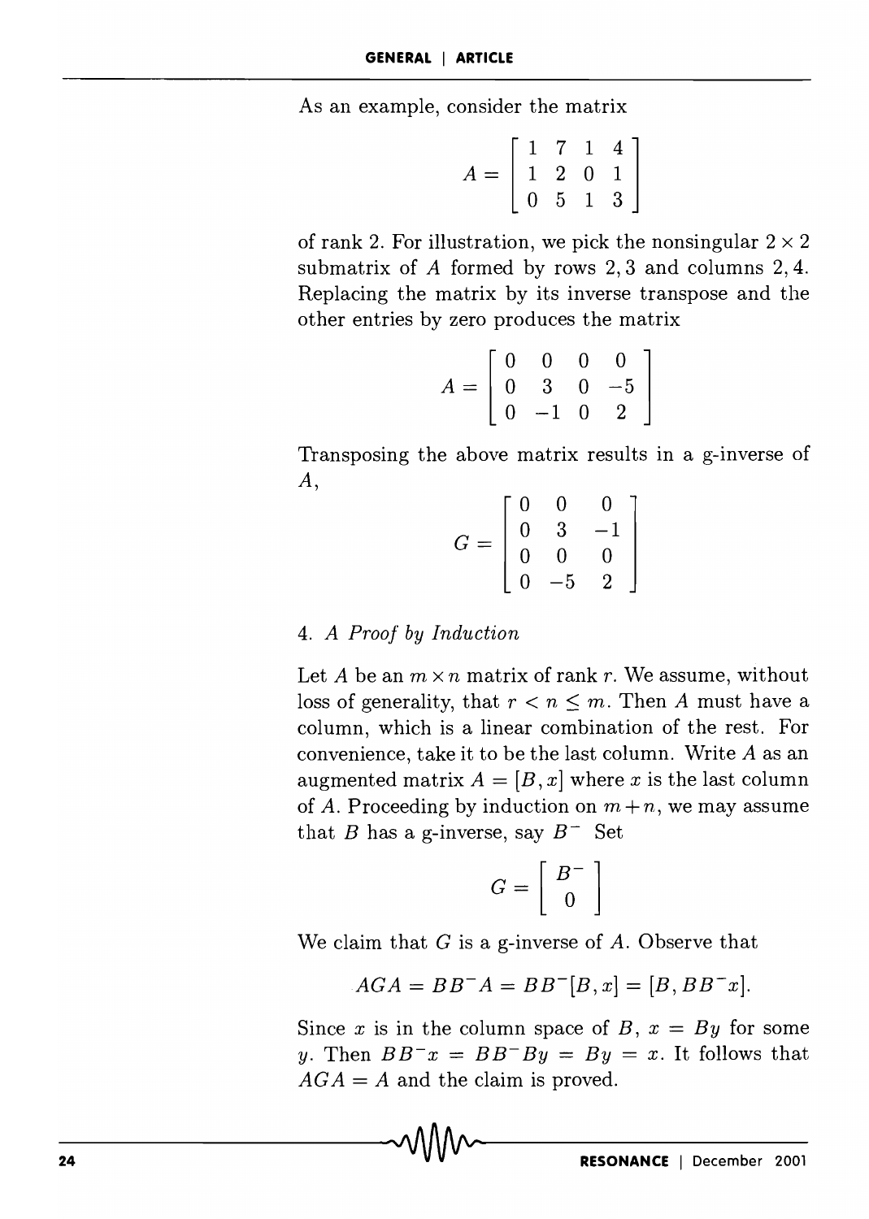As an example, consider the matrix

$$A = \begin{bmatrix} 1 & 7 & 1 & 4 \\ 1 & 2 & 0 & 1 \\ 0 & 5 & 1 & 3 \end{bmatrix}$$

of rank 2. For illustration, we pick the nonsingular $2 \times 2$ submatrix of $A$ formed by rows 2, 3 and columns 2, 4. Replacing the matrix by its inverse transpose and the other entries by zero produces the matrix

$$A = \begin{bmatrix} 0 & 0 & 0 & 0 \\ 0 & 3 & 0 & -5 \\ 0 & -1 & 0 & 2 \end{bmatrix}$$

Transposing the above matrix results in a g-inverse of $A$,

$$G = \begin{bmatrix} 0 & 0 & 0 \\ 0 & 3 & -1 \\ 0 & 0 & 0 \\ 0 & -5 & 2 \end{bmatrix}$$

## 4. *A Proof by Induction*

Let $A$ be an $m \times n$ matrix of rank $r$. We assume, without loss of generality, that $r < n \leq m$. Then $A$ must have a column, which is a linear combination of the rest. For convenience, take it to be the last column. Write $A$ as an augmented matrix $A = [B, x]$ where $x$ is the last column of $A$. Proceeding by induction on $m+n$, we may assume that $B$ has a g-inverse, say $B^-$ Set

$$G = \begin{bmatrix} B^- \\ 0 \end{bmatrix}$$

We claim that $G$ is a g-inverse of $A$. Observe that

$$AGA = BB^-A = BB^-[B, x] = [B, BB^-x].$$

Since $x$ is in the column space of $B$, $x = By$ for some $y$. Then $BB^-x = BB^-By = By = x$. It follows that $AGA = A$ and the claim is proved.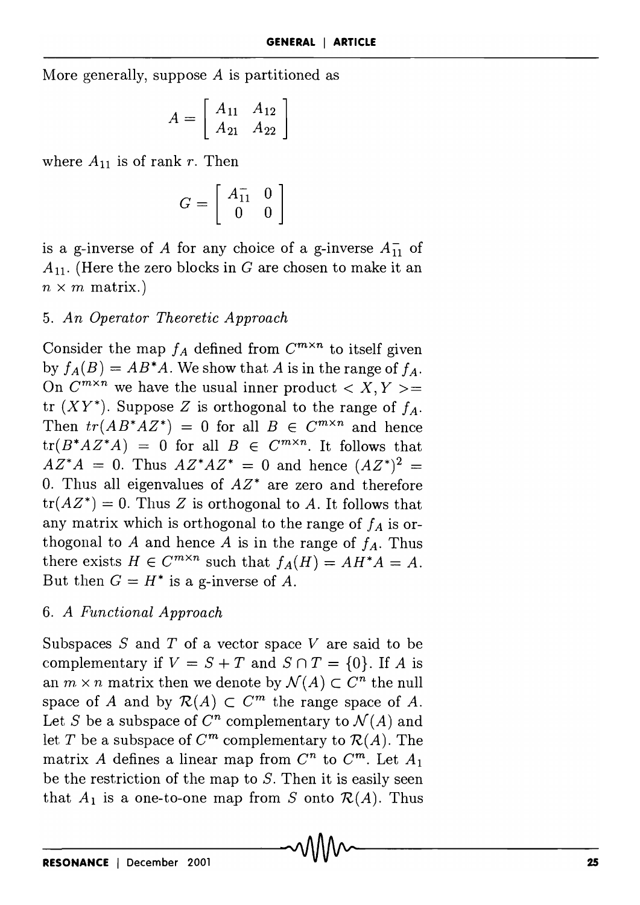More generally, suppose $A$ is partitioned as

$$A = \begin{bmatrix} A_{11} & A_{12} \\ A_{21} & A_{22} \end{bmatrix}$$

where $A_{11}$ is of rank $r$. Then

$$G = \begin{bmatrix} A_{11}^- & 0 \\ 0 & 0 \end{bmatrix}$$

is a g-inverse of $A$ for any choice of a g-inverse $A_{11}^-$ of $A_{11}$. (Here the zero blocks in $G$ are chosen to make it an $n \times m$ matrix.)

### 5. *An Operator Theoretic Approach*

Consider the map $f_A$ defined from $C^{m\times n}$ to itself given by $f_A(B) = AB^*A$. We show that $A$ is in the range of $f_A$. On $C^{m\times n}$ we have the usual inner product $< X, Y >=$ tr $(XY^*)$. Suppose $Z$ is orthogonal to the range of $f_A$. Then $tr(AB^*AZ^*) = 0$ for all $B \in C^{m\times n}$ and hence $\text{tr}(B^*AZ^*A) = 0$ for all $B \in C^{m\times n}$. It follows that $AZ^*A = 0$. Thus $AZ^*AZ^* = 0$ and hence $(AZ^*)^2 = 0$. Thus all eigenvalues of $AZ^*$ are zero and therefore $\text{tr}(AZ^*) = 0$. Thus $Z$ is orthogonal to $A$. It follows that any matrix which is orthogonal to the range of $f_A$ is orthogonal to $A$ and hence $A$ is in the range of $f_A$. Thus there exists $H \in C^{m\times n}$ such that $f_A(H) = AH^*A = A$. But then $G = H^*$ is a g-inverse of $A$.

### 6. *A Functional Approach*

Subspaces $S$ and $T$ of a vector space $V$ are said to be complementary if $V = S + T$ and $S \cap T = \{0\}$. If $A$ is an $m \times n$ matrix then we denote by $\mathcal{N}(A) \subset C^n$ the null space of $A$ and by $\mathcal{R}(A) \subset C^m$ the range space of $A$. Let $S$ be a subspace of $C^n$ complementary to $\mathcal{N}(A)$ and let $T$ be a subspace of $C^m$ complementary to $\mathcal{R}(A)$. The matrix $A$ defines a linear map from $C^n$ to $C^m$. Let $A_1$ be the restriction of the map to $S$. Then it is easily seen that $A_1$ is a one-to-one map from $S$ onto $\mathcal{R}(A)$. Thus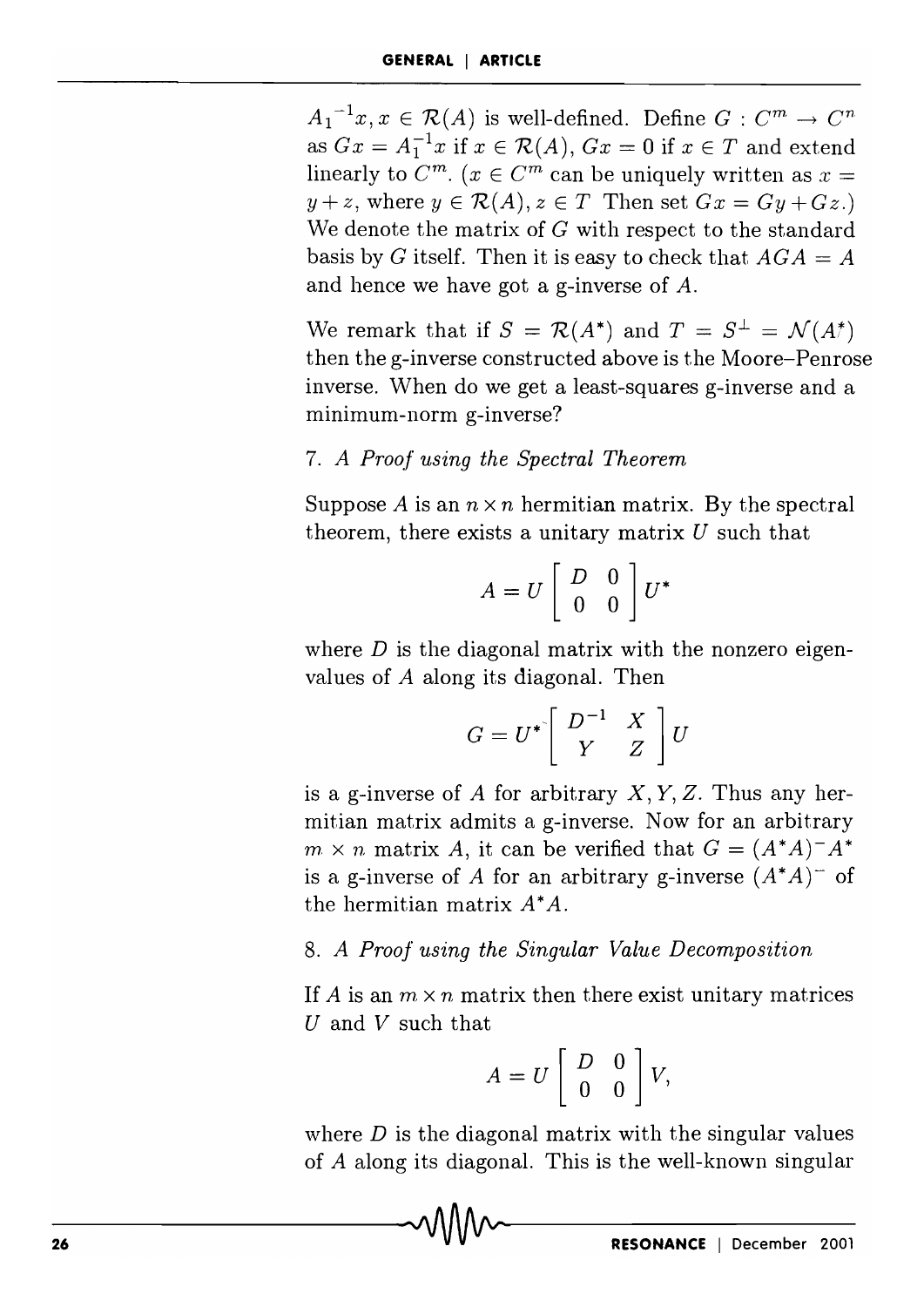${A_1}^{-1}x, x \in \mathcal{R}(A)$ is well-defined. Define $G : C^m \to C^n$ as $Gx = A_1^{-1}x$ if $x \in \mathcal{R}(A)$, $Gx = 0$ if $x \in T$ and extend linearly to $C^m$. ($x \in C^m$ can be uniquely written as $x = y + z$, where $y \in \mathcal{R}(A), z \in T$ Then set $Gx = Gy + Gz$.) We denote the matrix of $G$ with respect to the standard basis by $G$ itself. Then it is easy to check that $AGA = A$ and hence we have got a g-inverse of $A$.

We remark that if $S = \mathcal{R}(A^*)$ and $T = S^{\perp} = \mathcal{N}(A^*)$ then the g-inverse constructed above is the Moore–Penrose inverse. When do we get a least-squares g-inverse and a minimum-norm g-inverse?

### 7. *A Proof using the Spectral Theorem*

Suppose $A$ is an $n \times n$ hermitian matrix. By the spectral theorem, there exists a unitary matrix $U$ such that

$$A = U \begin{bmatrix} D & 0 \\ 0 & 0 \end{bmatrix} U^*$$

where $D$ is the diagonal matrix with the nonzero eigenvalues of $A$ along its diagonal. Then

$$G = U^* \begin{bmatrix} D^{-1} & X \\ Y & Z \end{bmatrix} U$$

is a g-inverse of $A$ for arbitrary $X, Y, Z$. Thus any hermitian matrix admits a g-inverse. Now for an arbitrary $m \times n$ matrix $A$, it can be verified that $G = (A^*A)^- A^*$ is a g-inverse of $A$ for an arbitrary g-inverse $(A^*A)^-$ of the hermitian matrix $A^*A$.

### 8. *A Proof using the Singular Value Decomposition*

If $A$ is an $m \times n$ matrix then there exist unitary matrices $U$ and $V$ such that

$$A = U \begin{bmatrix} D & 0 \\ 0 & 0 \end{bmatrix} V,$$

where $D$ is the diagonal matrix with the singular values of $A$ along its diagonal. This is the well-known singular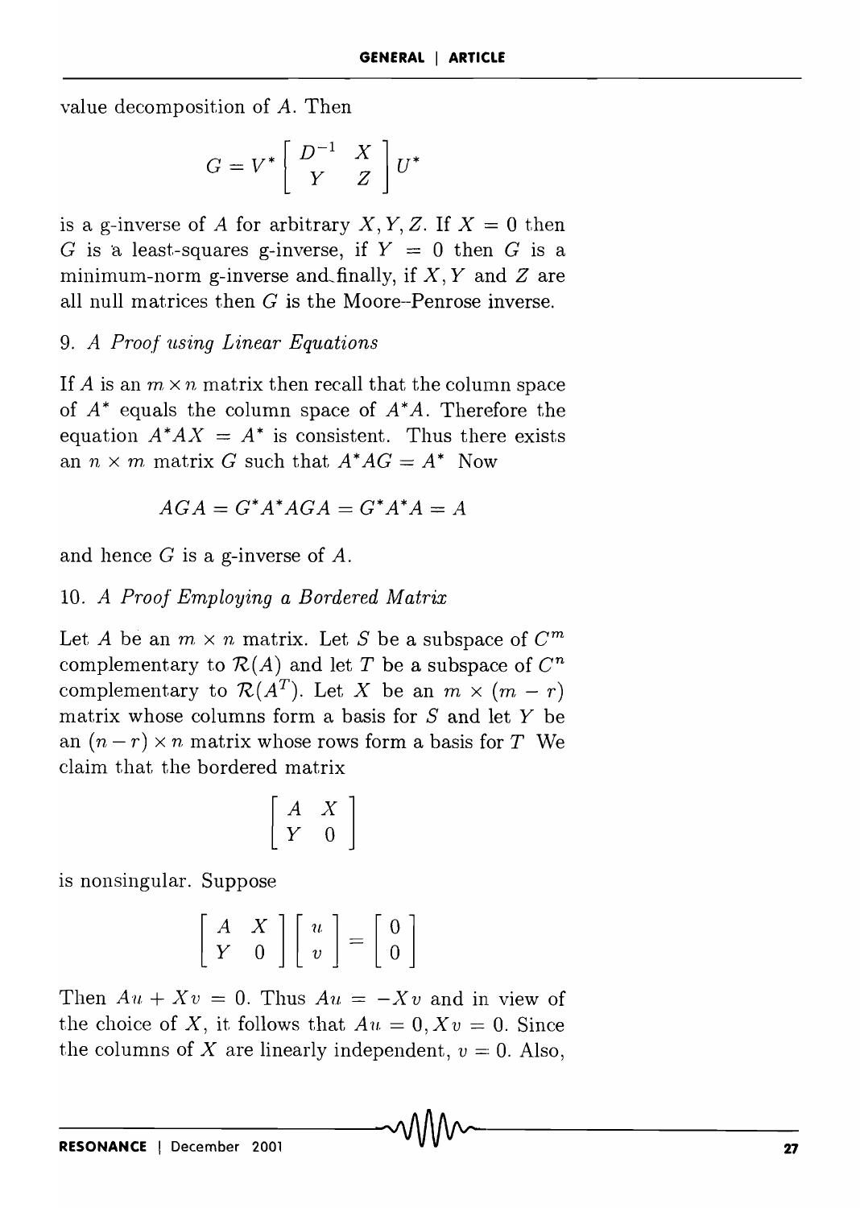value decomposition of $A$. Then

$$G = V^* \begin{bmatrix} D^{-1} & X \\ Y & Z \end{bmatrix} U^*$$

is a g-inverse of $A$ for arbitrary $X, Y, Z$. If $X = 0$ then $G$ is a least-squares g-inverse, if $Y = 0$ then $G$ is a minimum-norm g-inverse and finally, if $X, Y$ and $Z$ are all null matrices then $G$ is the Moore–Penrose inverse.

### 9. *A Proof using Linear Equations*

If $A$ is an $m \times n$ matrix then recall that the column space of $A^*$ equals the column space of $A^*A$. Therefore the equation $A^*AX = A^*$ is consistent. Thus there exists an $n \times m$ matrix $G$ such that $A^*AG = A^*$ Now

$$AGA = G^*A^*AGA = G^*A^*A = A$$

and hence $G$ is a g-inverse of $A$.

### 10. *A Proof Employing a Bordered Matrix*

Let $A$ be an $m \times n$ matrix. Let $S$ be a subspace of $C^m$ complementary to $\mathcal{R}(A)$ and let $T$ be a subspace of $C^n$ complementary to $\mathcal{R}(A^T)$. Let $X$ be an $m \times (m - r)$ matrix whose columns form a basis for $S$ and let $Y$ be an $(n - r) \times n$ matrix whose rows form a basis for $T$ We claim that the bordered matrix

$$\begin{bmatrix} A & X \\ Y & 0 \end{bmatrix}$$

is nonsingular. Suppose

$$\begin{bmatrix} A & X \\ Y & 0 \end{bmatrix} \begin{bmatrix} u \\ v \end{bmatrix} = \begin{bmatrix} 0 \\ 0 \end{bmatrix}$$

Then $Au + Xv = 0$. Thus $Au = -Xv$ and in view of the choice of $X$, it follows that $Au = 0, Xv = 0$. Since the columns of $X$ are linearly independent, $v = 0$. Also,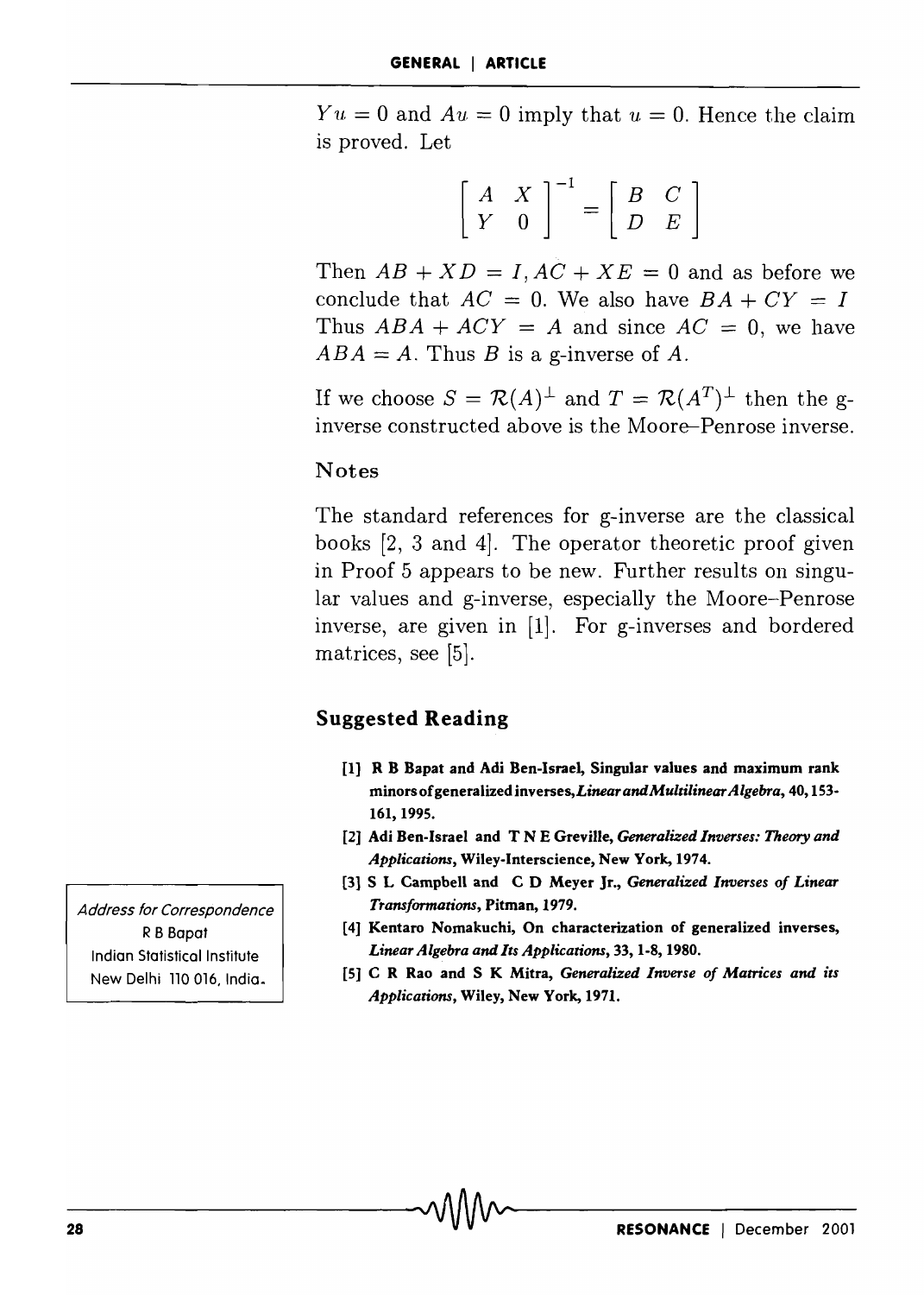$Yu = 0$ and $Au = 0$ imply that $u = 0$. Hence the claim is proved. Let

$$\begin{bmatrix} A & X \\ Y & 0 \end{bmatrix}^{-1} = \begin{bmatrix} B & C \\ D & E \end{bmatrix}$$

Then $AB + XD = I, AC + XE = 0$ and as before we conclude that $AC = 0$. We also have $BA + CY = I$ Thus $ABA + ACY = A$ and since $AC = 0$, we have $ABA = A$. Thus $B$ is a g-inverse of $A$.

If we choose $S = \mathcal{R}(A)^{\perp}$ and $T = \mathcal{R}(A^T)^{\perp}$ then the g-inverse constructed above is the Moore–Penrose inverse.

### Notes

The standard references for g-inverse are the classical books [2, 3 and 4]. The operator theoretic proof given in Proof 5 appears to be new. Further results on singular values and g-inverse, especially the Moore–Penrose inverse, are given in [1]. For g-inverses and bordered matrices, see [5].

## Suggested Reading

[1] R B Bapat and Adi Ben-Israel, Singular values and maximum rank minors of generalized inverses, *Linear and Multilinear Algebra*, 40, 153-161, 1995.

[2] Adi Ben-Israel and T N E Greville, *Generalized Inverses: Theory and Applications*, Wiley-Interscience, New York, 1974.

[3] S L Campbell and C D Meyer Jr., *Generalized Inverses of Linear Transformations*, Pitman, 1979.

[4] Kentaro Nomakuchi, On characterization of generalized inverses, *Linear Algebra and Its Applications*, 33, 1-8, 1980.

[5] C R Rao and S K Mitra, *Generalized Inverse of Matrices and its Applications*, Wiley, New York, 1971.

*Address for Correspondence*
R B Bapat
Indian Statistical Institute
New Delhi 110 016, India.